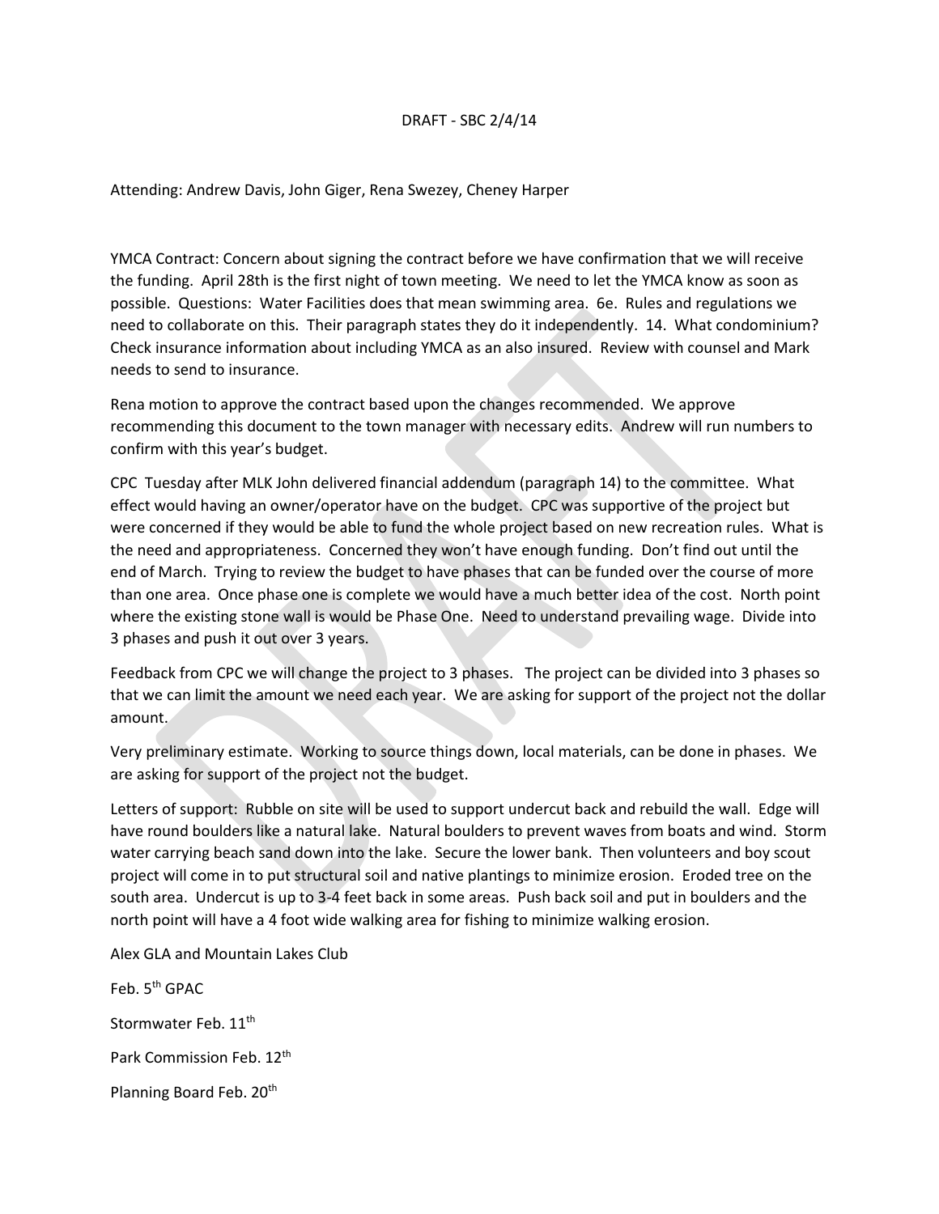DRAFT - SBC 2/4/14

Attending: Andrew Davis, John Giger, Rena Swezey, Cheney Harper

YMCA Contract: Concern about signing the contract before we have confirmation that we will receive the funding. April 28th is the first night of town meeting. We need to let the YMCA know as soon as possible. Questions: Water Facilities does that mean swimming area. 6e. Rules and regulations we need to collaborate on this. Their paragraph states they do it independently. 14. What condominium? Check insurance information about including YMCA as an also insured. Review with counsel and Mark needs to send to insurance.

Rena motion to approve the contract based upon the changes recommended. We approve recommending this document to the town manager with necessary edits. Andrew will run numbers to confirm with this year's budget.

CPC Tuesday after MLK John delivered financial addendum (paragraph 14) to the committee. What effect would having an owner/operator have on the budget. CPC was supportive of the project but were concerned if they would be able to fund the whole project based on new recreation rules. What is the need and appropriateness. Concerned they won't have enough funding. Don't find out until the end of March. Trying to review the budget to have phases that can be funded over the course of more than one area. Once phase one is complete we would have a much better idea of the cost. North point where the existing stone wall is would be Phase One. Need to understand prevailing wage. Divide into 3 phases and push it out over 3 years.

Feedback from CPC we will change the project to 3 phases. The project can be divided into 3 phases so that we can limit the amount we need each year. We are asking for support of the project not the dollar amount.

Very preliminary estimate. Working to source things down, local materials, can be done in phases. We are asking for support of the project not the budget.

Letters of support: Rubble on site will be used to support undercut back and rebuild the wall. Edge will have round boulders like a natural lake. Natural boulders to prevent waves from boats and wind. Storm water carrying beach sand down into the lake. Secure the lower bank. Then volunteers and boy scout project will come in to put structural soil and native plantings to minimize erosion. Eroded tree on the south area. Undercut is up to 3-4 feet back in some areas. Push back soil and put in boulders and the north point will have a 4 foot wide walking area for fishing to minimize walking erosion.

Alex GLA and Mountain Lakes Club

Feb. 5th GPAC

Stormwater Feb. 11th

Park Commission Feb. 12th

Planning Board Feb. 20th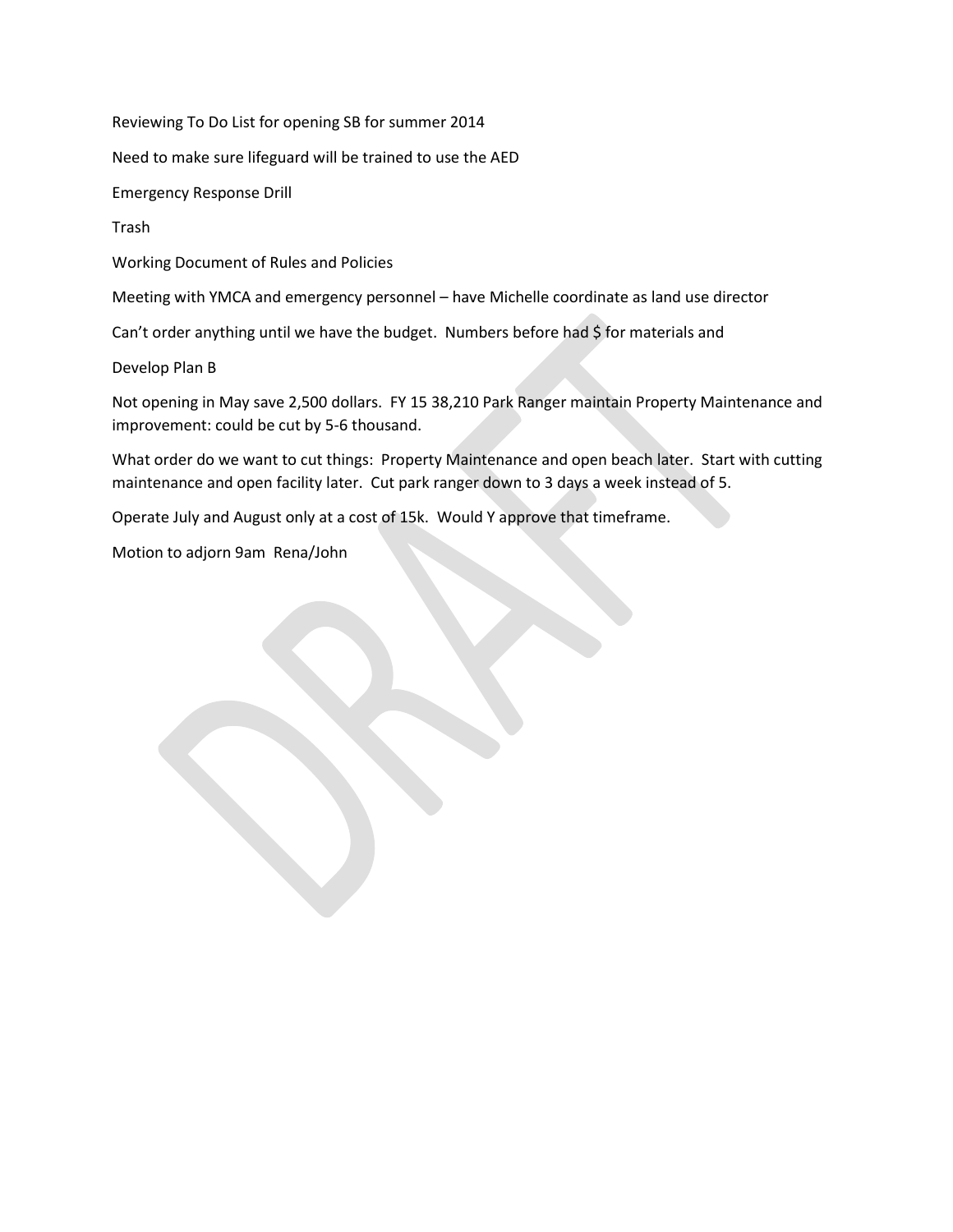Reviewing To Do List for opening SB for summer 2014

Need to make sure lifeguard will be trained to use the AED

Emergency Response Drill

Trash

Working Document of Rules and Policies

Meeting with YMCA and emergency personnel – have Michelle coordinate as land use director

Can't order anything until we have the budget. Numbers before had $ for materials and

Develop Plan B

Not opening in May save 2,500 dollars. FY 15 38,210 Park Ranger maintain Property Maintenance and improvement: could be cut by 5-6 thousand.

What order do we want to cut things: Property Maintenance and open beach later. Start with cutting maintenance and open facility later. Cut park ranger down to 3 days a week instead of 5.

Operate July and August only at a cost of 15k. Would Y approve that timeframe.

Motion to adjorn 9am Rena/John